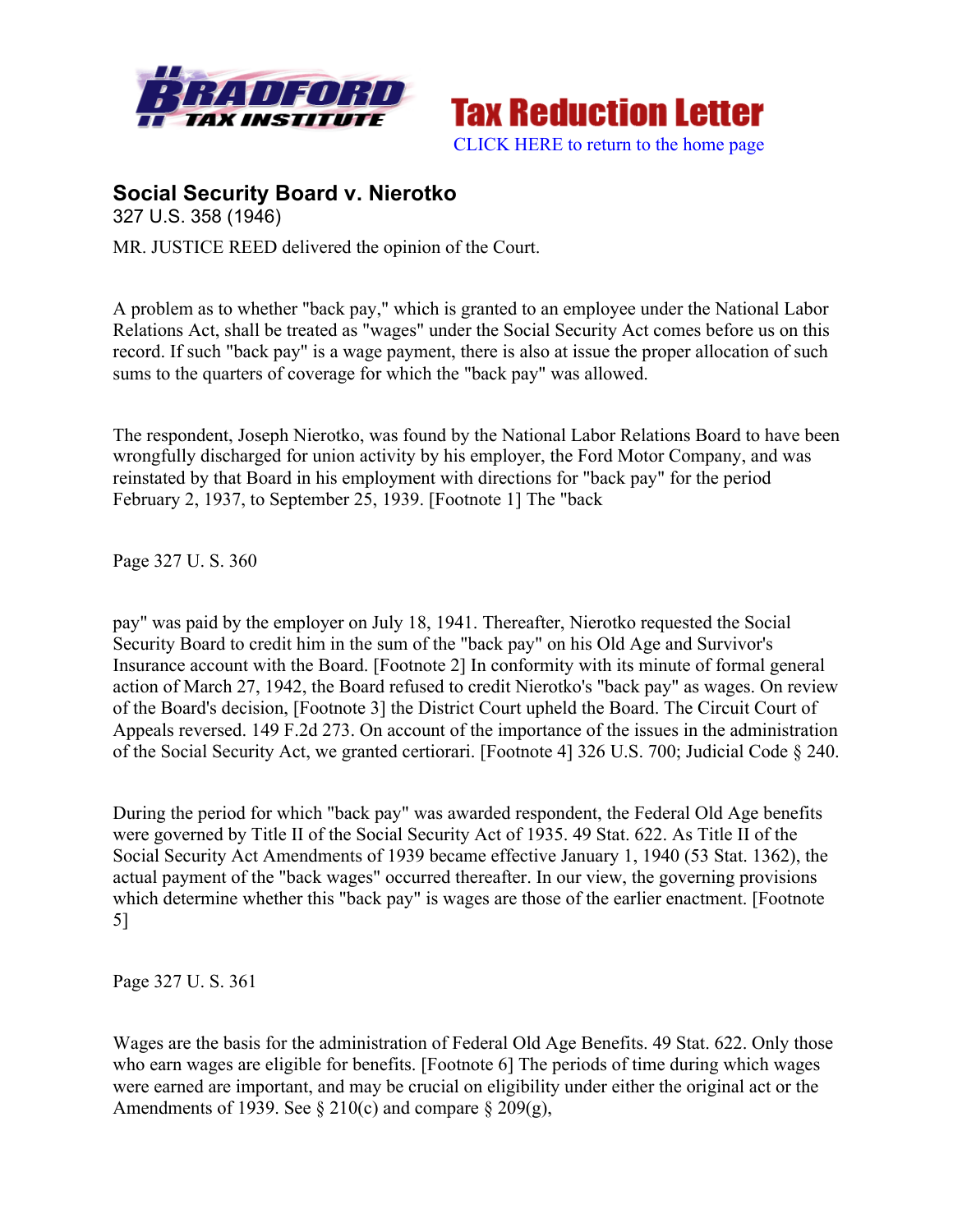Tax Reduction Letter

CLICK HERE to return to the home page

**Social Security Board v. Nierotko**

327 U.S. 358 (1946)

MR. JUSTICE REED delivered the opinion of the Court.

A problem as to whether "back pay," which is granted to an employee under the National Labor Relations Act, shall be treated as "wages" under the Social Security Act comes before us on this record. If such "back pay" is a wage payment, there is also at issue the proper allocation of such sums to the quarters of coverage for which the "back pay" was allowed.

The respondent, Joseph Nierotko, was found by the National Labor Relations Board to have been wrongfully discharged for union activity by his employer, the Ford Motor Company, and was reinstated by that Board in his employment with directions for "back pay" for the period February 2, 1937, to September 25, 1939. [Footnote 1] The "back

Page 327 U. S. 360

pay" was paid by the employer on July 18, 1941. Thereafter, Nierotko requested the Social Security Board to credit him in the sum of the "back pay" on his Old Age and Survivor's Insurance account with the Board. [Footnote 2] In conformity with its minute of formal general action of March 27, 1942, the Board refused to credit Nierotko's "back pay" as wages. On review of the Board's decision, [Footnote 3] the District Court upheld the Board. The Circuit Court of Appeals reversed. 149 F.2d 273. On account of the importance of the issues in the administration of the Social Security Act, we granted certiorari. [Footnote 4] 326 U.S. 700; Judicial Code § 240.

During the period for which "back pay" was awarded respondent, the Federal Old Age benefits were governed by Title II of the Social Security Act of 1935. 49 Stat. 622. As Title II of the Social Security Act Amendments of 1939 became effective January 1, 1940 (53 Stat. 1362), the actual payment of the "back wages" occurred thereafter. In our view, the governing provisions which determine whether this "back pay" is wages are those of the earlier enactment. [Footnote 5]

Page 327 U. S. 361

Wages are the basis for the administration of Federal Old Age Benefits. 49 Stat. 622. Only those who earn wages are eligible for benefits. [Footnote 6] The periods of time during which wages were earned are important, and may be crucial on eligibility under either the original act or the Amendments of 1939. See § 210(c) and compare § 209(g),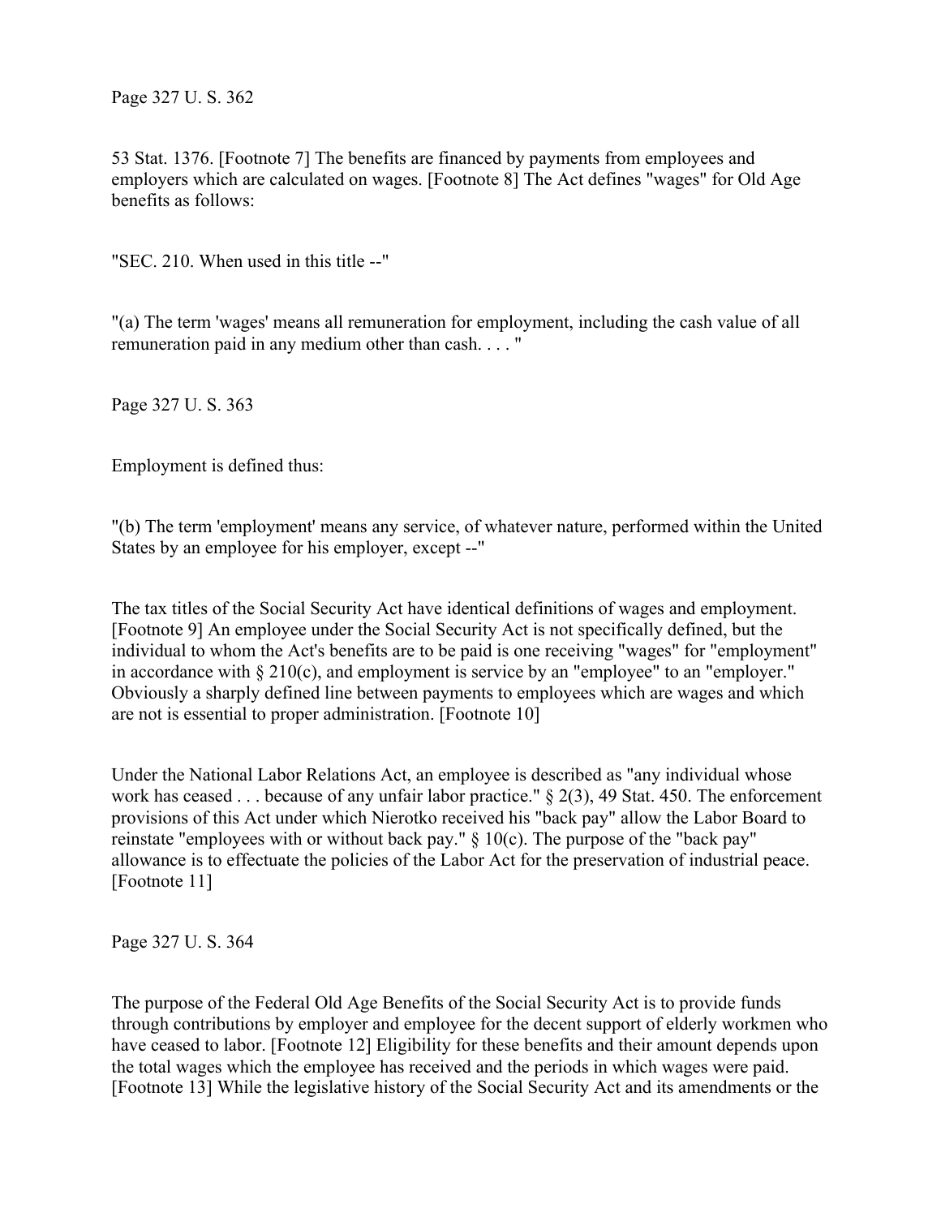53 Stat. 1376. [Footnote 7] The benefits are financed by payments from employees and employers which are calculated on wages. [Footnote 8] The Act defines "wages" for Old Age benefits as follows:

"SEC. 210. When used in this title --"

"(a) The term 'wages' means all remuneration for employment, including the cash value of all remuneration paid in any medium other than cash. . . . "

Employment is defined thus:

"(b) The term 'employment' means any service, of whatever nature, performed within the United States by an employee for his employer, except --"

The tax titles of the Social Security Act have identical definitions of wages and employment. [Footnote 9] An employee under the Social Security Act is not specifically defined, but the individual to whom the Act's benefits are to be paid is one receiving "wages" for "employment" in accordance with § 210(c), and employment is service by an "employee" to an "employer." Obviously a sharply defined line between payments to employees which are wages and which are not is essential to proper administration. [Footnote 10]

Under the National Labor Relations Act, an employee is described as "any individual whose work has ceased . . . because of any unfair labor practice." § 2(3), 49 Stat. 450. The enforcement provisions of this Act under which Nierotko received his "back pay" allow the Labor Board to reinstate "employees with or without back pay." § 10(c). The purpose of the "back pay" allowance is to effectuate the policies of the Labor Act for the preservation of industrial peace. [Footnote 11]

The purpose of the Federal Old Age Benefits of the Social Security Act is to provide funds through contributions by employer and employee for the decent support of elderly workmen who have ceased to labor. [Footnote 12] Eligibility for these benefits and their amount depends upon the total wages which the employee has received and the periods in which wages were paid. [Footnote 13] While the legislative history of the Social Security Act and its amendments or the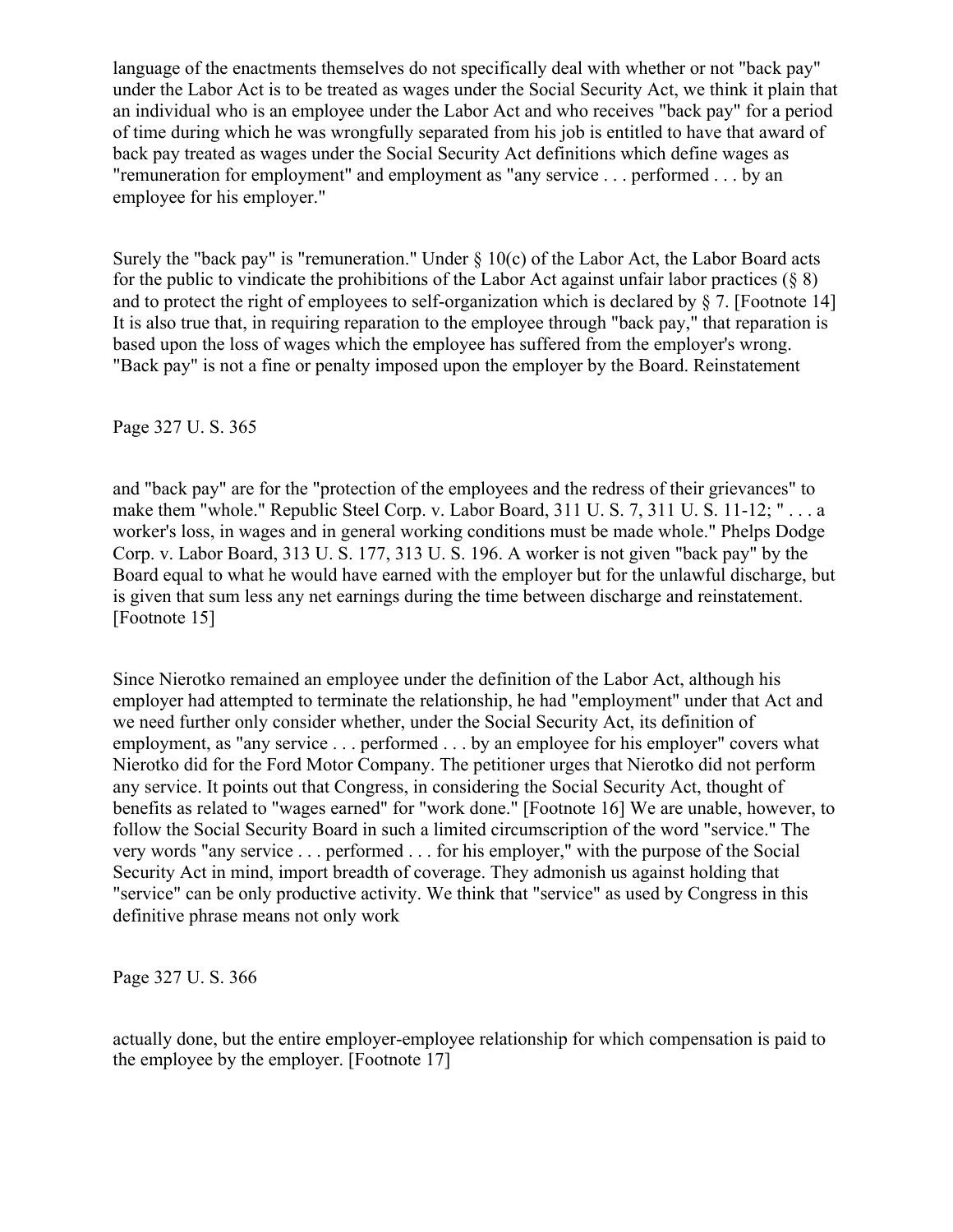language of the enactments themselves do not specifically deal with whether or not "back pay" under the Labor Act is to be treated as wages under the Social Security Act, we think it plain that an individual who is an employee under the Labor Act and who receives "back pay" for a period of time during which he was wrongfully separated from his job is entitled to have that award of back pay treated as wages under the Social Security Act definitions which define wages as "remuneration for employment" and employment as "any service . . . performed . . . by an employee for his employer."

Surely the "back pay" is "remuneration." Under § 10(c) of the Labor Act, the Labor Board acts for the public to vindicate the prohibitions of the Labor Act against unfair labor practices (§ 8) and to protect the right of employees to self-organization which is declared by § 7. [Footnote 14] It is also true that, in requiring reparation to the employee through "back pay," that reparation is based upon the loss of wages which the employee has suffered from the employer's wrong. "Back pay" is not a fine or penalty imposed upon the employer by the Board. Reinstatement

Page 327 U. S. 365

and "back pay" are for the "protection of the employees and the redress of their grievances" to make them "whole." Republic Steel Corp. v. Labor Board, 311 U. S. 7, 311 U. S. 11-12; " . . . a worker's loss, in wages and in general working conditions must be made whole." Phelps Dodge Corp. v. Labor Board, 313 U. S. 177, 313 U. S. 196. A worker is not given "back pay" by the Board equal to what he would have earned with the employer but for the unlawful discharge, but is given that sum less any net earnings during the time between discharge and reinstatement. [Footnote 15]

Since Nierotko remained an employee under the definition of the Labor Act, although his employer had attempted to terminate the relationship, he had "employment" under that Act and we need further only consider whether, under the Social Security Act, its definition of employment, as "any service . . . performed . . . by an employee for his employer" covers what Nierotko did for the Ford Motor Company. The petitioner urges that Nierotko did not perform any service. It points out that Congress, in considering the Social Security Act, thought of benefits as related to "wages earned" for "work done." [Footnote 16] We are unable, however, to follow the Social Security Board in such a limited circumscription of the word "service." The very words "any service . . . performed . . . for his employer," with the purpose of the Social Security Act in mind, import breadth of coverage. They admonish us against holding that "service" can be only productive activity. We think that "service" as used by Congress in this definitive phrase means not only work

Page 327 U. S. 366

actually done, but the entire employer-employee relationship for which compensation is paid to the employee by the employer. [Footnote 17]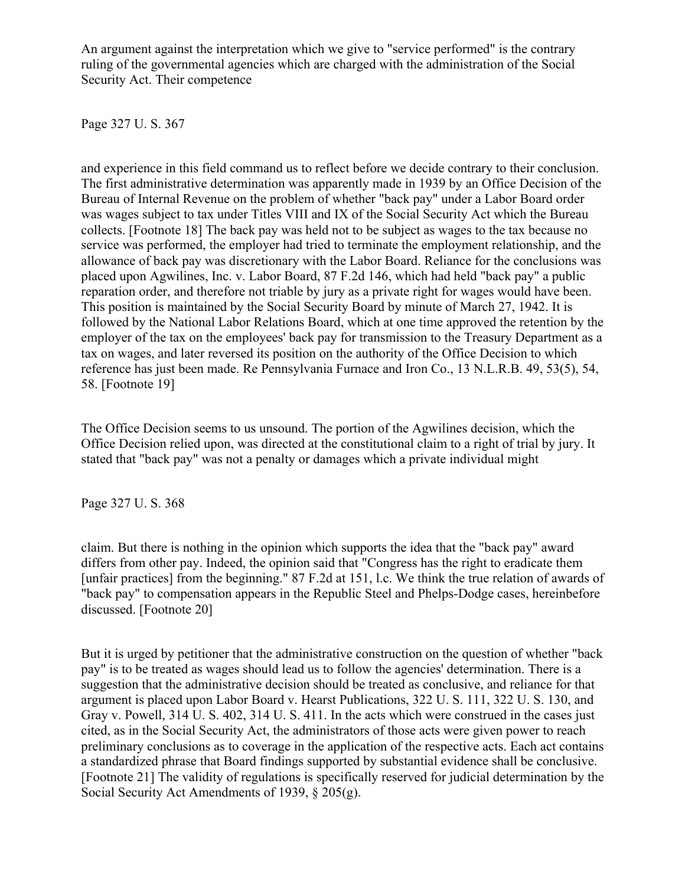An argument against the interpretation which we give to "service performed" is the contrary ruling of the governmental agencies which are charged with the administration of the Social Security Act. Their competence

Page 327 U. S. 367

and experience in this field command us to reflect before we decide contrary to their conclusion. The first administrative determination was apparently made in 1939 by an Office Decision of the Bureau of Internal Revenue on the problem of whether "back pay" under a Labor Board order was wages subject to tax under Titles VIII and IX of the Social Security Act which the Bureau collects. [Footnote 18] The back pay was held not to be subject as wages to the tax because no service was performed, the employer had tried to terminate the employment relationship, and the allowance of back pay was discretionary with the Labor Board. Reliance for the conclusions was placed upon Agwilines, Inc. v. Labor Board, 87 F.2d 146, which had held "back pay" a public reparation order, and therefore not triable by jury as a private right for wages would have been. This position is maintained by the Social Security Board by minute of March 27, 1942. It is followed by the National Labor Relations Board, which at one time approved the retention by the employer of the tax on the employees' back pay for transmission to the Treasury Department as a tax on wages, and later reversed its position on the authority of the Office Decision to which reference has just been made. Re Pennsylvania Furnace and Iron Co., 13 N.L.R.B. 49, 53(5), 54, 58. [Footnote 19]

The Office Decision seems to us unsound. The portion of the Agwilines decision, which the Office Decision relied upon, was directed at the constitutional claim to a right of trial by jury. It stated that "back pay" was not a penalty or damages which a private individual might

Page 327 U. S. 368

claim. But there is nothing in the opinion which supports the idea that the "back pay" award differs from other pay. Indeed, the opinion said that "Congress has the right to eradicate them [unfair practices] from the beginning." 87 F.2d at 151, l.c. We think the true relation of awards of "back pay" to compensation appears in the Republic Steel and Phelps-Dodge cases, hereinbefore discussed. [Footnote 20]

But it is urged by petitioner that the administrative construction on the question of whether "back pay" is to be treated as wages should lead us to follow the agencies' determination. There is a suggestion that the administrative decision should be treated as conclusive, and reliance for that argument is placed upon Labor Board v. Hearst Publications, 322 U. S. 111, 322 U. S. 130, and Gray v. Powell, 314 U. S. 402, 314 U. S. 411. In the acts which were construed in the cases just cited, as in the Social Security Act, the administrators of those acts were given power to reach preliminary conclusions as to coverage in the application of the respective acts. Each act contains a standardized phrase that Board findings supported by substantial evidence shall be conclusive. [Footnote 21] The validity of regulations is specifically reserved for judicial determination by the Social Security Act Amendments of 1939, § 205(g).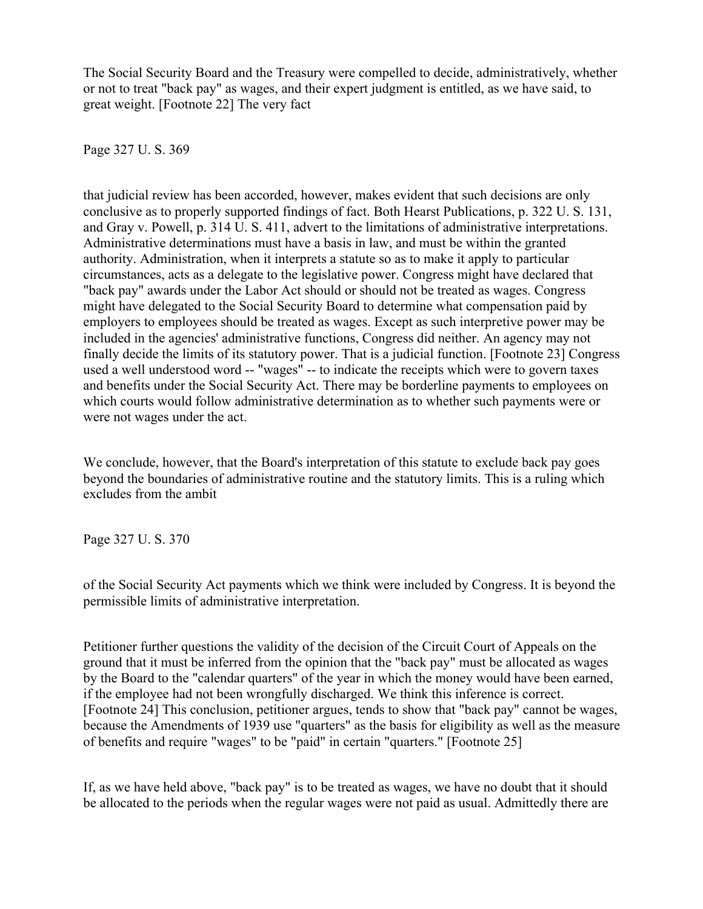The Social Security Board and the Treasury were compelled to decide, administratively, whether or not to treat "back pay" as wages, and their expert judgment is entitled, as we have said, to great weight. [Footnote 22] The very fact

Page 327 U. S. 369

that judicial review has been accorded, however, makes evident that such decisions are only conclusive as to properly supported findings of fact. Both Hearst Publications, p. 322 U. S. 131, and Gray v. Powell, p. 314 U. S. 411, advert to the limitations of administrative interpretations. Administrative determinations must have a basis in law, and must be within the granted authority. Administration, when it interprets a statute so as to make it apply to particular circumstances, acts as a delegate to the legislative power. Congress might have declared that "back pay" awards under the Labor Act should or should not be treated as wages. Congress might have delegated to the Social Security Board to determine what compensation paid by employers to employees should be treated as wages. Except as such interpretive power may be included in the agencies' administrative functions, Congress did neither. An agency may not finally decide the limits of its statutory power. That is a judicial function. [Footnote 23] Congress used a well understood word -- "wages" -- to indicate the receipts which were to govern taxes and benefits under the Social Security Act. There may be borderline payments to employees on which courts would follow administrative determination as to whether such payments were or were not wages under the act.

We conclude, however, that the Board's interpretation of this statute to exclude back pay goes beyond the boundaries of administrative routine and the statutory limits. This is a ruling which excludes from the ambit

Page 327 U. S. 370

of the Social Security Act payments which we think were included by Congress. It is beyond the permissible limits of administrative interpretation.

Petitioner further questions the validity of the decision of the Circuit Court of Appeals on the ground that it must be inferred from the opinion that the "back pay" must be allocated as wages by the Board to the "calendar quarters" of the year in which the money would have been earned, if the employee had not been wrongfully discharged. We think this inference is correct. [Footnote 24] This conclusion, petitioner argues, tends to show that "back pay" cannot be wages, because the Amendments of 1939 use "quarters" as the basis for eligibility as well as the measure of benefits and require "wages" to be "paid" in certain "quarters." [Footnote 25]

If, as we have held above, "back pay" is to be treated as wages, we have no doubt that it should be allocated to the periods when the regular wages were not paid as usual. Admittedly there are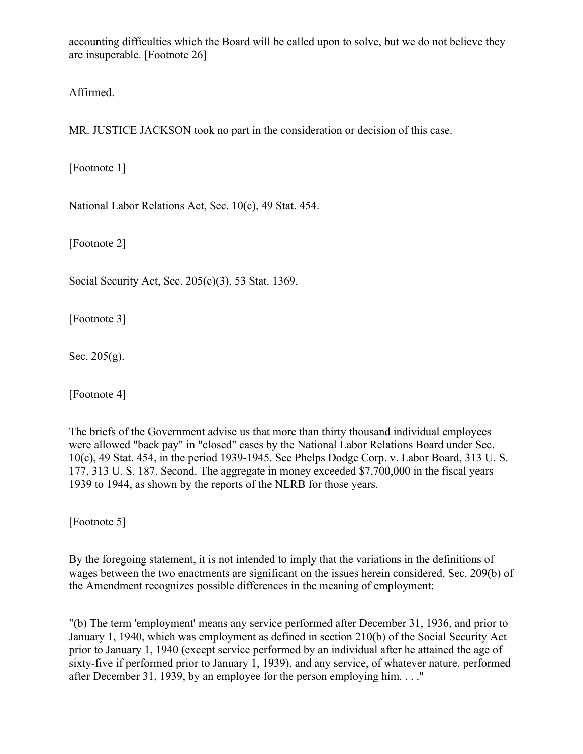accounting difficulties which the Board will be called upon to solve, but we do not believe they are insuperable. [Footnote 26]

Affirmed.

MR. JUSTICE JACKSON took no part in the consideration or decision of this case.

[Footnote 1]

National Labor Relations Act, Sec. 10(c), 49 Stat. 454.

[Footnote 2]

Social Security Act, Sec. 205(c)(3), 53 Stat. 1369.

[Footnote 3]

Sec. 205(g).

[Footnote 4]

The briefs of the Government advise us that more than thirty thousand individual employees were allowed "back pay" in "closed" cases by the National Labor Relations Board under Sec. 10(c), 49 Stat. 454, in the period 1939-1945. See Phelps Dodge Corp. v. Labor Board, 313 U. S. 177, 313 U. S. 187. Second. The aggregate in money exceeded $7,700,000 in the fiscal years 1939 to 1944, as shown by the reports of the NLRB for those years.

[Footnote 5]

By the foregoing statement, it is not intended to imply that the variations in the definitions of wages between the two enactments are significant on the issues herein considered. Sec. 209(b) of the Amendment recognizes possible differences in the meaning of employment:

"(b) The term 'employment' means any service performed after December 31, 1936, and prior to January 1, 1940, which was employment as defined in section 210(b) of the Social Security Act prior to January 1, 1940 (except service performed by an individual after he attained the age of sixty-five if performed prior to January 1, 1939), and any service, of whatever nature, performed after December 31, 1939, by an employee for the person employing him. . . ."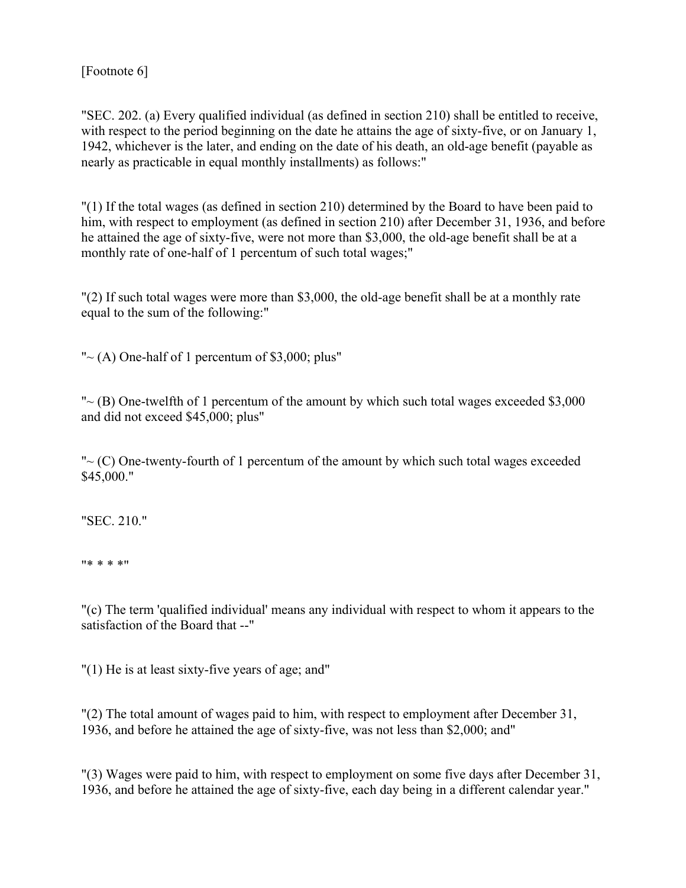[Footnote 6]

"SEC. 202. (a) Every qualified individual (as defined in section 210) shall be entitled to receive, with respect to the period beginning on the date he attains the age of sixty-five, or on January 1, 1942, whichever is the later, and ending on the date of his death, an old-age benefit (payable as nearly as practicable in equal monthly installments) as follows:"

"(1) If the total wages (as defined in section 210) determined by the Board to have been paid to him, with respect to employment (as defined in section 210) after December 31, 1936, and before he attained the age of sixty-five, were not more than $3,000, the old-age benefit shall be at a monthly rate of one-half of 1 percentum of such total wages;"

"(2) If such total wages were more than $3,000, the old-age benefit shall be at a monthly rate equal to the sum of the following:"

"~ (A) One-half of 1 percentum of $3,000; plus"

"~ (B) One-twelfth of 1 percentum of the amount by which such total wages exceeded $3,000 and did not exceed $45,000; plus"

"~ (C) One-twenty-fourth of 1 percentum of the amount by which such total wages exceeded $45,000."

"SEC. 210."

"* * * *"

"(c) The term 'qualified individual' means any individual with respect to whom it appears to the satisfaction of the Board that --"

"(1) He is at least sixty-five years of age; and"

"(2) The total amount of wages paid to him, with respect to employment after December 31, 1936, and before he attained the age of sixty-five, was not less than $2,000; and"

"(3) Wages were paid to him, with respect to employment on some five days after December 31, 1936, and before he attained the age of sixty-five, each day being in a different calendar year."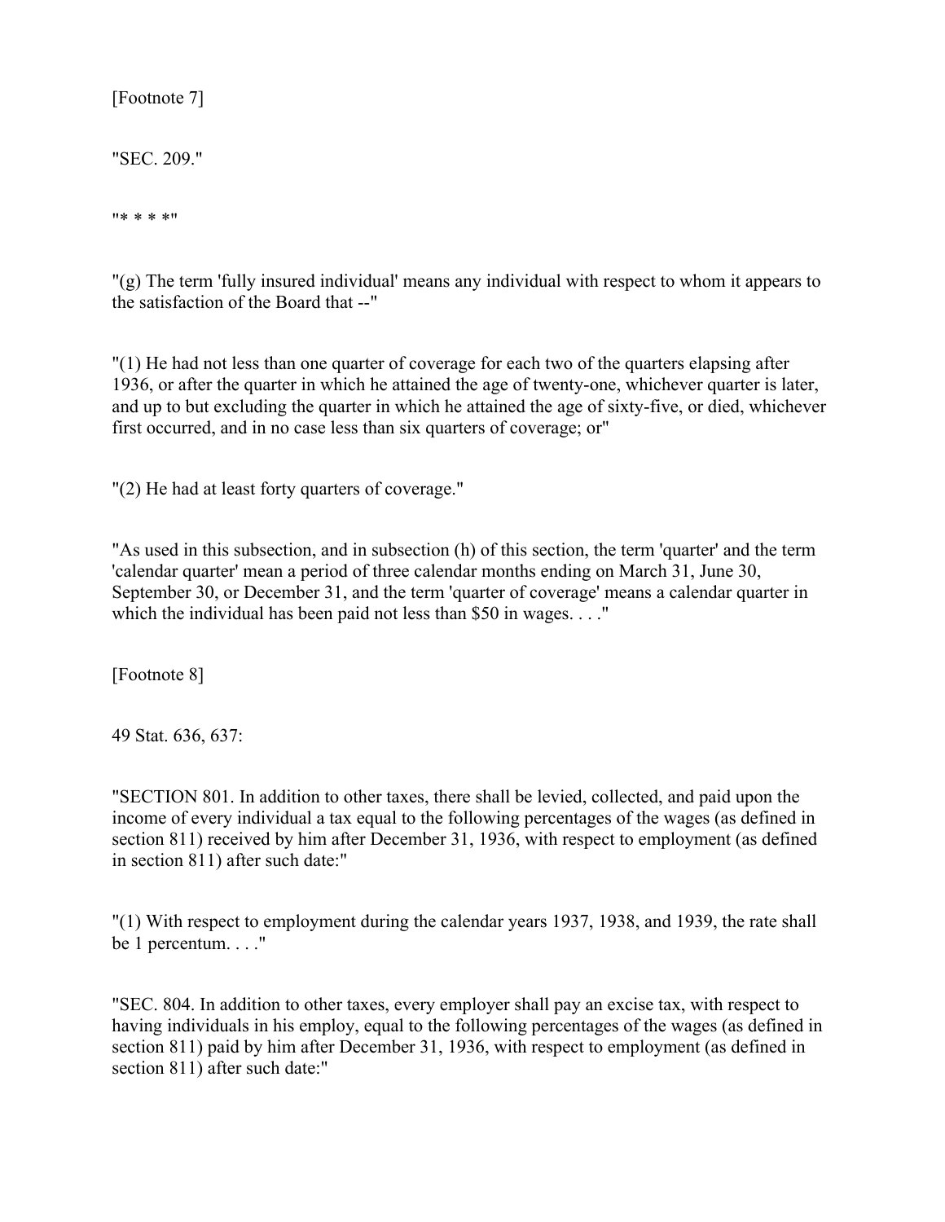[Footnote 7]

"SEC. 209."

"* * * *"

"(g) The term 'fully insured individual' means any individual with respect to whom it appears to the satisfaction of the Board that --"

"(1) He had not less than one quarter of coverage for each two of the quarters elapsing after 1936, or after the quarter in which he attained the age of twenty-one, whichever quarter is later, and up to but excluding the quarter in which he attained the age of sixty-five, or died, whichever first occurred, and in no case less than six quarters of coverage; or"

"(2) He had at least forty quarters of coverage."

"As used in this subsection, and in subsection (h) of this section, the term 'quarter' and the term 'calendar quarter' mean a period of three calendar months ending on March 31, June 30, September 30, or December 31, and the term 'quarter of coverage' means a calendar quarter in which the individual has been paid not less than $50 in wages. . . ."

[Footnote 8]

49 Stat. 636, 637:

"SECTION 801. In addition to other taxes, there shall be levied, collected, and paid upon the income of every individual a tax equal to the following percentages of the wages (as defined in section 811) received by him after December 31, 1936, with respect to employment (as defined in section 811) after such date:"

"(1) With respect to employment during the calendar years 1937, 1938, and 1939, the rate shall be 1 percentum. . . ."

"SEC. 804. In addition to other taxes, every employer shall pay an excise tax, with respect to having individuals in his employ, equal to the following percentages of the wages (as defined in section 811) paid by him after December 31, 1936, with respect to employment (as defined in section 811) after such date:"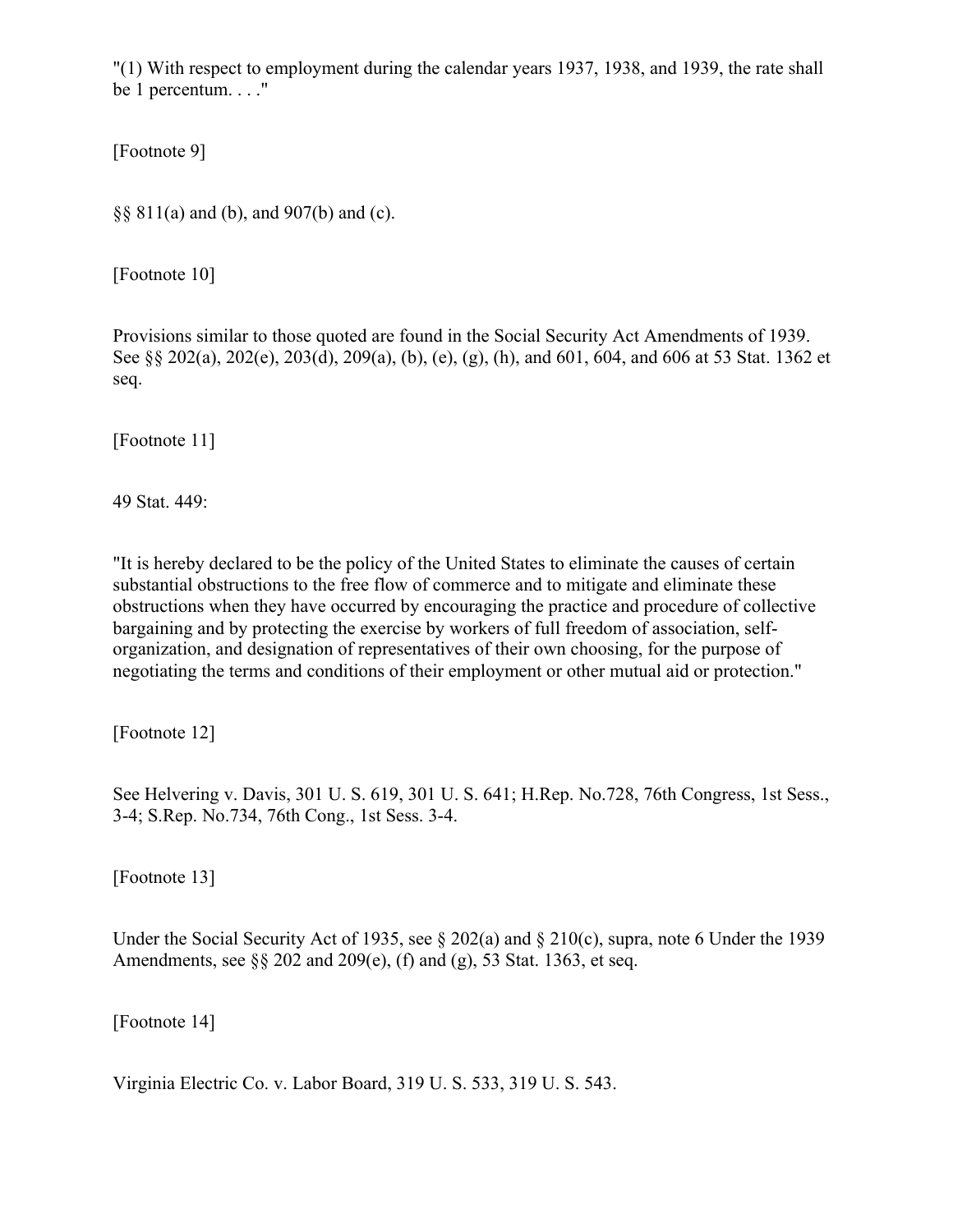"(1) With respect to employment during the calendar years 1937, 1938, and 1939, the rate shall be 1 percentum. . . ."

[Footnote 9]

§§ 811(a) and (b), and 907(b) and (c).

[Footnote 10]

Provisions similar to those quoted are found in the Social Security Act Amendments of 1939. See §§ 202(a), 202(e), 203(d), 209(a), (b), (e), (g), (h), and 601, 604, and 606 at 53 Stat. 1362 et seq.

[Footnote 11]

49 Stat. 449:

"It is hereby declared to be the policy of the United States to eliminate the causes of certain substantial obstructions to the free flow of commerce and to mitigate and eliminate these obstructions when they have occurred by encouraging the practice and procedure of collective bargaining and by protecting the exercise by workers of full freedom of association, self-organization, and designation of representatives of their own choosing, for the purpose of negotiating the terms and conditions of their employment or other mutual aid or protection."

[Footnote 12]

See Helvering v. Davis, 301 U. S. 619, 301 U. S. 641; H.Rep. No.728, 76th Congress, 1st Sess., 3-4; S.Rep. No.734, 76th Cong., 1st Sess. 3-4.

[Footnote 13]

Under the Social Security Act of 1935, see § 202(a) and § 210(c), supra, note 6 Under the 1939 Amendments, see §§ 202 and 209(e), (f) and (g), 53 Stat. 1363, et seq.

[Footnote 14]

Virginia Electric Co. v. Labor Board, 319 U. S. 533, 319 U. S. 543.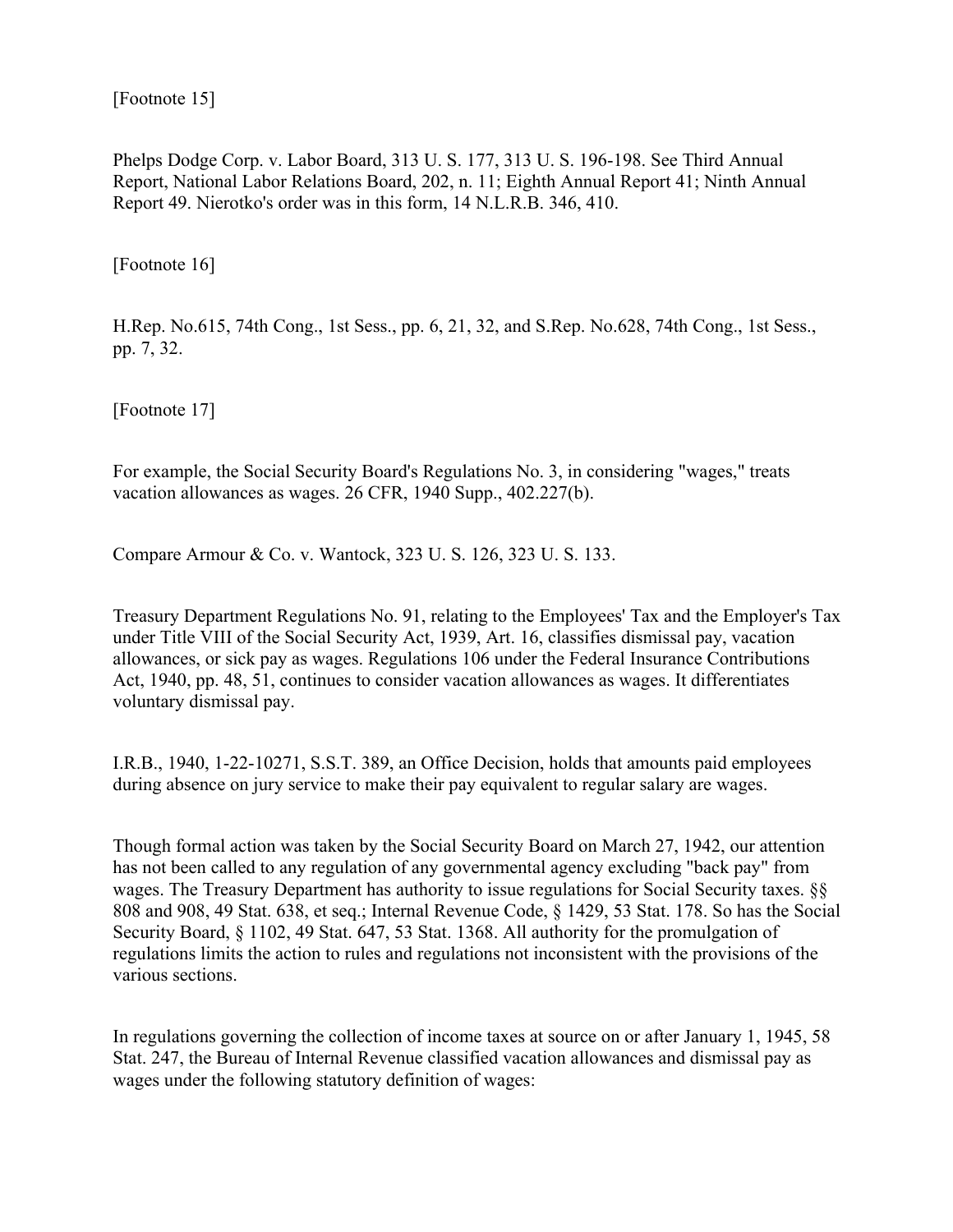[Footnote 15]

Phelps Dodge Corp. v. Labor Board, 313 U. S. 177, 313 U. S. 196-198. See Third Annual Report, National Labor Relations Board, 202, n. 11; Eighth Annual Report 41; Ninth Annual Report 49. Nierotko's order was in this form, 14 N.L.R.B. 346, 410.

[Footnote 16]

H.Rep. No.615, 74th Cong., 1st Sess., pp. 6, 21, 32, and S.Rep. No.628, 74th Cong., 1st Sess., pp. 7, 32.

[Footnote 17]

For example, the Social Security Board's Regulations No. 3, in considering "wages," treats vacation allowances as wages. 26 CFR, 1940 Supp., 402.227(b).

Compare Armour & Co. v. Wantock, 323 U. S. 126, 323 U. S. 133.

Treasury Department Regulations No. 91, relating to the Employees' Tax and the Employer's Tax under Title VIII of the Social Security Act, 1939, Art. 16, classifies dismissal pay, vacation allowances, or sick pay as wages. Regulations 106 under the Federal Insurance Contributions Act, 1940, pp. 48, 51, continues to consider vacation allowances as wages. It differentiates voluntary dismissal pay.

I.R.B., 1940, 1-22-10271, S.S.T. 389, an Office Decision, holds that amounts paid employees during absence on jury service to make their pay equivalent to regular salary are wages.

Though formal action was taken by the Social Security Board on March 27, 1942, our attention has not been called to any regulation of any governmental agency excluding "back pay" from wages. The Treasury Department has authority to issue regulations for Social Security taxes. §§ 808 and 908, 49 Stat. 638, et seq.; Internal Revenue Code, § 1429, 53 Stat. 178. So has the Social Security Board, § 1102, 49 Stat. 647, 53 Stat. 1368. All authority for the promulgation of regulations limits the action to rules and regulations not inconsistent with the provisions of the various sections.

In regulations governing the collection of income taxes at source on or after January 1, 1945, 58 Stat. 247, the Bureau of Internal Revenue classified vacation allowances and dismissal pay as wages under the following statutory definition of wages: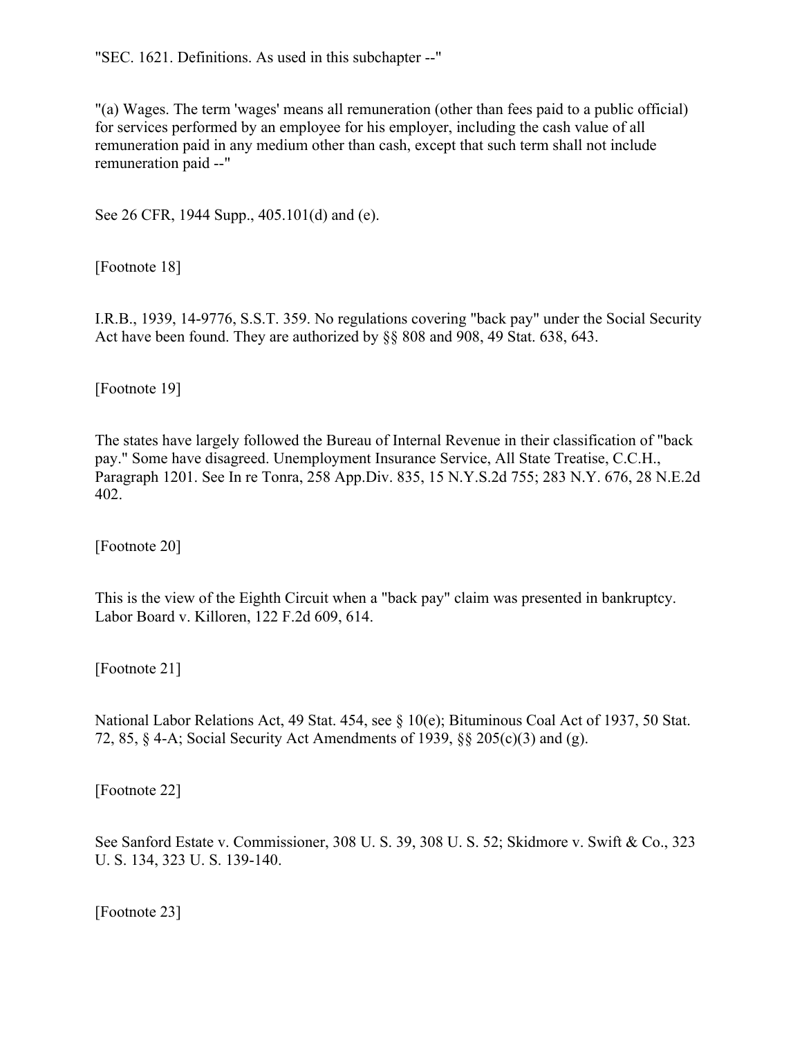"SEC. 1621. Definitions. As used in this subchapter --"

"(a) Wages. The term 'wages' means all remuneration (other than fees paid to a public official) for services performed by an employee for his employer, including the cash value of all remuneration paid in any medium other than cash, except that such term shall not include remuneration paid --"

See 26 CFR, 1944 Supp., 405.101(d) and (e).

[Footnote 18]

I.R.B., 1939, 14-9776, S.S.T. 359. No regulations covering "back pay" under the Social Security Act have been found. They are authorized by §§ 808 and 908, 49 Stat. 638, 643.

[Footnote 19]

The states have largely followed the Bureau of Internal Revenue in their classification of "back pay." Some have disagreed. Unemployment Insurance Service, All State Treatise, C.C.H., Paragraph 1201. See In re Tonra, 258 App.Div. 835, 15 N.Y.S.2d 755; 283 N.Y. 676, 28 N.E.2d 402.

[Footnote 20]

This is the view of the Eighth Circuit when a "back pay" claim was presented in bankruptcy. Labor Board v. Killoren, 122 F.2d 609, 614.

[Footnote 21]

National Labor Relations Act, 49 Stat. 454, see § 10(e); Bituminous Coal Act of 1937, 50 Stat. 72, 85, § 4-A; Social Security Act Amendments of 1939, §§ 205(c)(3) and (g).

[Footnote 22]

See Sanford Estate v. Commissioner, 308 U. S. 39, 308 U. S. 52; Skidmore v. Swift & Co., 323 U. S. 134, 323 U. S. 139-140.

[Footnote 23]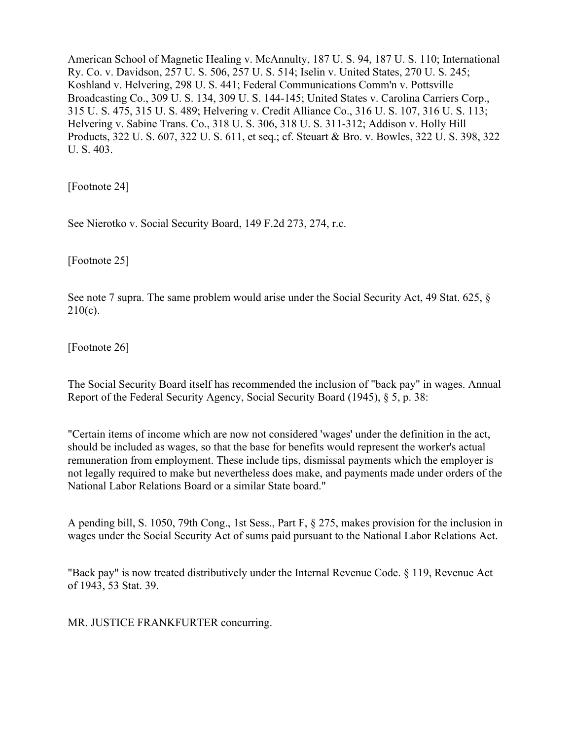American School of Magnetic Healing v. McAnnulty, 187 U. S. 94, 187 U. S. 110; International Ry. Co. v. Davidson, 257 U. S. 506, 257 U. S. 514; Iselin v. United States, 270 U. S. 245; Koshland v. Helvering, 298 U. S. 441; Federal Communications Comm'n v. Pottsville Broadcasting Co., 309 U. S. 134, 309 U. S. 144-145; United States v. Carolina Carriers Corp., 315 U. S. 475, 315 U. S. 489; Helvering v. Credit Alliance Co., 316 U. S. 107, 316 U. S. 113; Helvering v. Sabine Trans. Co., 318 U. S. 306, 318 U. S. 311-312; Addison v. Holly Hill Products, 322 U. S. 607, 322 U. S. 611, et seq.; cf. Steuart & Bro. v. Bowles, 322 U. S. 398, 322 U. S. 403.

[Footnote 24]

See Nierotko v. Social Security Board, 149 F.2d 273, 274, r.c.

[Footnote 25]

See note 7 supra. The same problem would arise under the Social Security Act, 49 Stat. 625, § 210(c).

[Footnote 26]

The Social Security Board itself has recommended the inclusion of "back pay" in wages. Annual Report of the Federal Security Agency, Social Security Board (1945), § 5, p. 38:

"Certain items of income which are now not considered 'wages' under the definition in the act, should be included as wages, so that the base for benefits would represent the worker's actual remuneration from employment. These include tips, dismissal payments which the employer is not legally required to make but nevertheless does make, and payments made under orders of the National Labor Relations Board or a similar State board."

A pending bill, S. 1050, 79th Cong., 1st Sess., Part F, § 275, makes provision for the inclusion in wages under the Social Security Act of sums paid pursuant to the National Labor Relations Act.

"Back pay" is now treated distributively under the Internal Revenue Code. § 119, Revenue Act of 1943, 53 Stat. 39.

MR. JUSTICE FRANKFURTER concurring.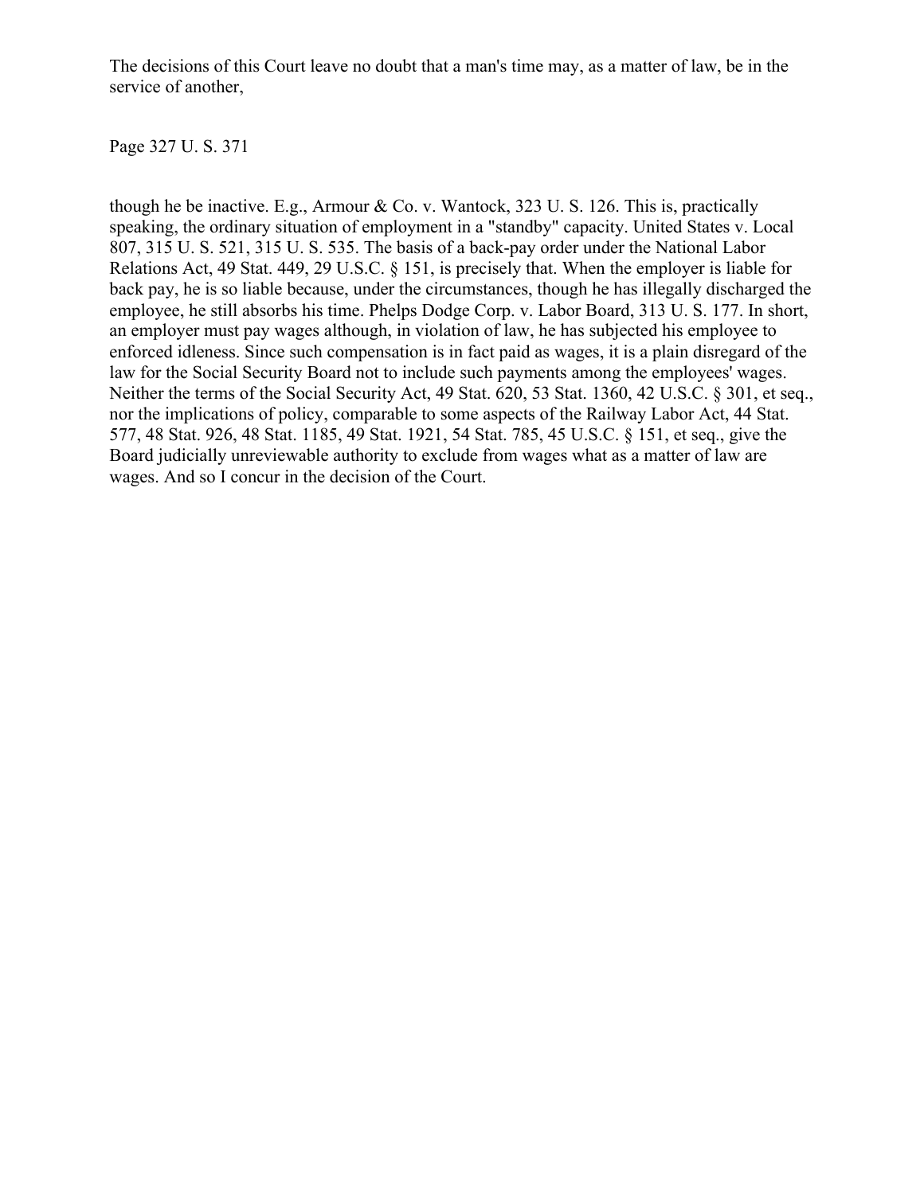The decisions of this Court leave no doubt that a man's time may, as a matter of law, be in the service of another,

Page 327 U. S. 371

though he be inactive. E.g., Armour & Co. v. Wantock, 323 U. S. 126. This is, practically speaking, the ordinary situation of employment in a "standby" capacity. United States v. Local 807, 315 U. S. 521, 315 U. S. 535. The basis of a back-pay order under the National Labor Relations Act, 49 Stat. 449, 29 U.S.C. § 151, is precisely that. When the employer is liable for back pay, he is so liable because, under the circumstances, though he has illegally discharged the employee, he still absorbs his time. Phelps Dodge Corp. v. Labor Board, 313 U. S. 177. In short, an employer must pay wages although, in violation of law, he has subjected his employee to enforced idleness. Since such compensation is in fact paid as wages, it is a plain disregard of the law for the Social Security Board not to include such payments among the employees' wages. Neither the terms of the Social Security Act, 49 Stat. 620, 53 Stat. 1360, 42 U.S.C. § 301, et seq., nor the implications of policy, comparable to some aspects of the Railway Labor Act, 44 Stat. 577, 48 Stat. 926, 48 Stat. 1185, 49 Stat. 1921, 54 Stat. 785, 45 U.S.C. § 151, et seq., give the Board judicially unreviewable authority to exclude from wages what as a matter of law are wages. And so I concur in the decision of the Court.